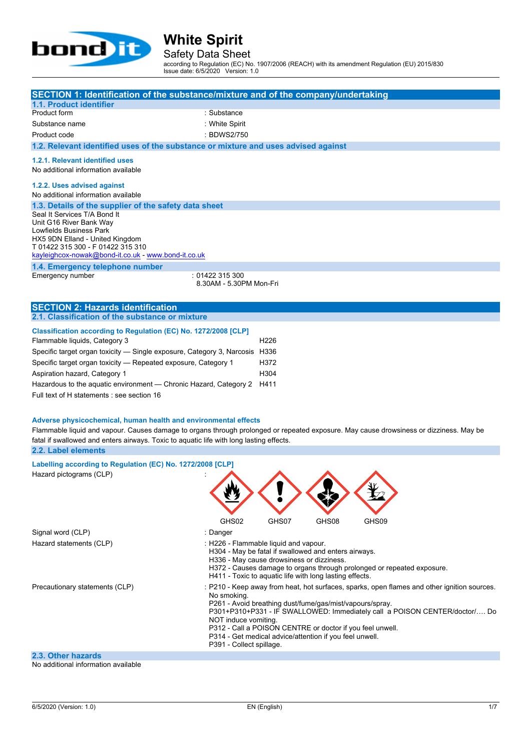# White Spirit

## Safety Data Sheet

according to Regulation (EC) No. 1907/2006 (REACH) with its amendment Regulation (EU) 2015/830
Issue date: 6/5/2020 Version: 1.0

## SECTION 1: Identification of the substance/mixture and of the company/undertaking

### 1.1. Product identifier

| | |
|---|---|
| Product form | : Substance |
| Substance name | : White Spirit |
| Product code | : BDWS2/750 |

### 1.2. Relevant identified uses of the substance or mixture and uses advised against

#### 1.2.1. Relevant identified uses

No additional information available

#### 1.2.2. Uses advised against

No additional information available

### 1.3. Details of the supplier of the safety data sheet

Seal It Services T/A Bond It
Unit G16 River Bank Way
Lowfields Business Park
HX5 9DN Elland - United Kingdom
T 01422 315 300 - F 01422 315 310
kayleighcox-nowak@bond-it.co.uk - www.bond-it.co.uk

### 1.4. Emergency telephone number

| | |
|---|---|
| Emergency number | : 01422 315 300<br>8.30AM - 5.30PM Mon-Fri |

## SECTION 2: Hazards identification

### 2.1. Classification of the substance or mixture

**Classification according to Regulation (EC) No. 1272/2008 [CLP]**

| | |
|---|---|
| Flammable liquids, Category 3 | H226 |
| Specific target organ toxicity — Single exposure, Category 3, Narcosis | H336 |
| Specific target organ toxicity — Repeated exposure, Category 1 | H372 |
| Aspiration hazard, Category 1 | H304 |
| Hazardous to the aquatic environment — Chronic Hazard, Category 2 | H411 |

Full text of H statements : see section 16

**Adverse physicochemical, human health and environmental effects**

Flammable liquid and vapour. Causes damage to organs through prolonged or repeated exposure. May cause drowsiness or dizziness. May be fatal if swallowed and enters airways. Toxic to aquatic life with long lasting effects.

### 2.2. Label elements

**Labelling according to Regulation (EC) No. 1272/2008 [CLP]**

Hazard pictograms (CLP) : GHS02 GHS07 GHS08 GHS09

Signal word (CLP) : Danger

Hazard statements (CLP) :
- H226 - Flammable liquid and vapour.
- H304 - May be fatal if swallowed and enters airways.
- H336 - May cause drowsiness or dizziness.
- H372 - Causes damage to organs through prolonged or repeated exposure.
- H411 - Toxic to aquatic life with long lasting effects.

Precautionary statements (CLP) :
- P210 - Keep away from heat, hot surfaces, sparks, open flames and other ignition sources. No smoking.
- P261 - Avoid breathing dust/fume/gas/mist/vapours/spray.
- P301+P310+P331 - IF SWALLOWED: Immediately call a POISON CENTER/doctor/…. Do NOT induce vomiting.
- P312 - Call a POISON CENTRE or doctor if you feel unwell.
- P314 - Get medical advice/attention if you feel unwell.
- P391 - Collect spillage.

### 2.3. Other hazards

No additional information available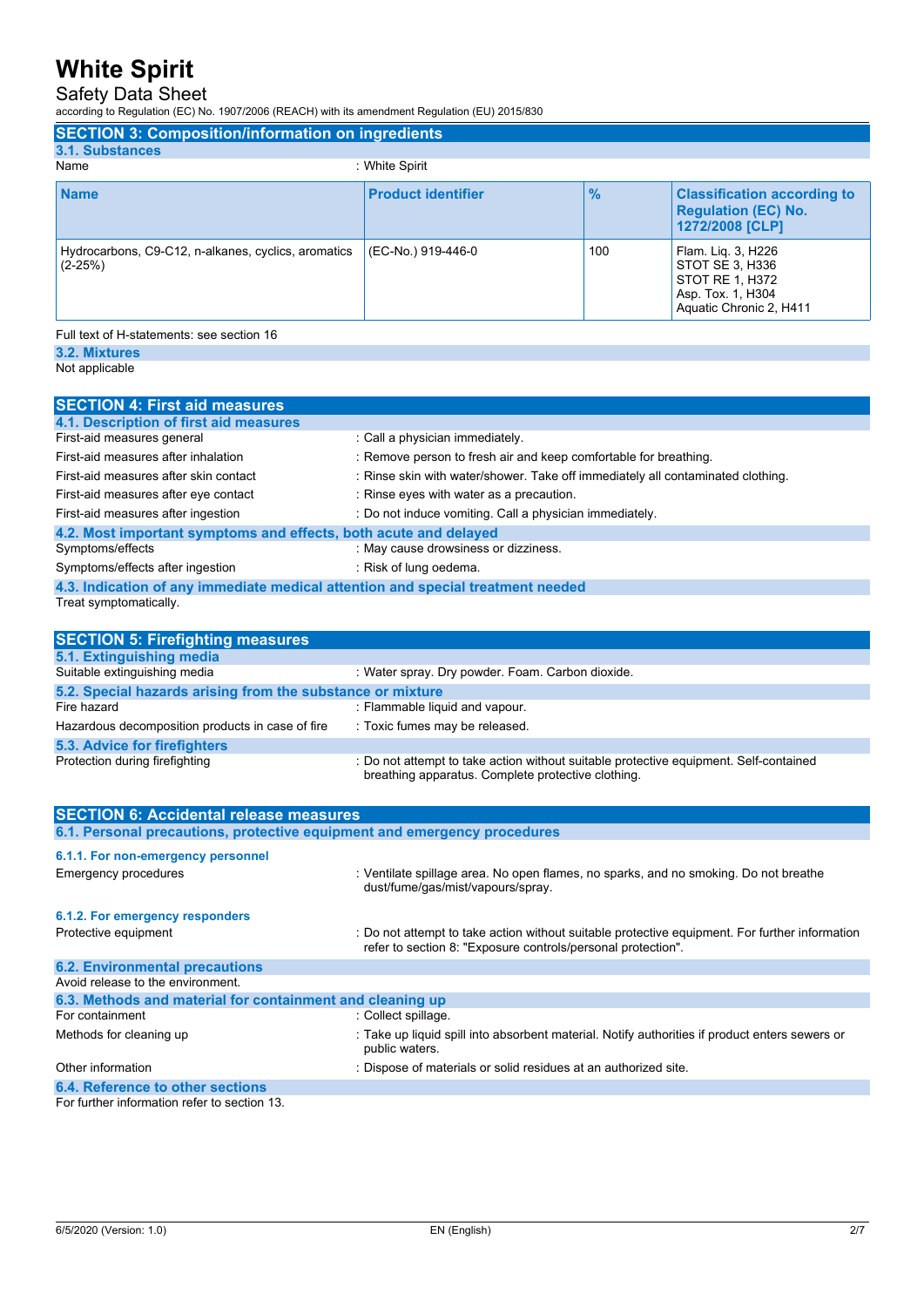## SECTION 3: Composition/information on ingredients

### 3.1. Substances

Name : White Spirit

| Name | Product identifier | % | Classification according to Regulation (EC) No. 1272/2008 [CLP] |
|---|---|---|---|
| Hydrocarbons, C9-C12, n-alkanes, cyclics, aromatics (2-25%) | (EC-No.) 919-446-0 | 100 | Flam. Liq. 3, H226<br>STOT SE 3, H336<br>STOT RE 1, H372<br>Asp. Tox. 1, H304<br>Aquatic Chronic 2, H411 |

Full text of H-statements: see section 16

### 3.2. Mixtures

Not applicable

## SECTION 4: First aid measures

### 4.1. Description of first aid measures

First-aid measures general : Call a physician immediately.

First-aid measures after inhalation : Remove person to fresh air and keep comfortable for breathing.

First-aid measures after skin contact : Rinse skin with water/shower. Take off immediately all contaminated clothing.

First-aid measures after eye contact : Rinse eyes with water as a precaution.

First-aid measures after ingestion : Do not induce vomiting. Call a physician immediately.

### 4.2. Most important symptoms and effects, both acute and delayed

Symptoms/effects : May cause drowsiness or dizziness.

Symptoms/effects after ingestion : Risk of lung oedema.

### 4.3. Indication of any immediate medical attention and special treatment needed

Treat symptomatically.

## SECTION 5: Firefighting measures

### 5.1. Extinguishing media

Suitable extinguishing media : Water spray. Dry powder. Foam. Carbon dioxide.

### 5.2. Special hazards arising from the substance or mixture

Fire hazard : Flammable liquid and vapour.

Hazardous decomposition products in case of fire : Toxic fumes may be released.

### 5.3. Advice for firefighters

Protection during firefighting : Do not attempt to take action without suitable protective equipment. Self-contained breathing apparatus. Complete protective clothing.

## SECTION 6: Accidental release measures

### 6.1. Personal precautions, protective equipment and emergency procedures

#### 6.1.1. For non-emergency personnel

Emergency procedures : Ventilate spillage area. No open flames, no sparks, and no smoking. Do not breathe dust/fume/gas/mist/vapours/spray.

#### 6.1.2. For emergency responders

Protective equipment : Do not attempt to take action without suitable protective equipment. For further information refer to section 8: "Exposure controls/personal protection".

### 6.2. Environmental precautions

Avoid release to the environment.

### 6.3. Methods and material for containment and cleaning up

For containment : Collect spillage.

Methods for cleaning up : Take up liquid spill into absorbent material. Notify authorities if product enters sewers or public waters.

Other information : Dispose of materials or solid residues at an authorized site.

### 6.4. Reference to other sections

For further information refer to section 13.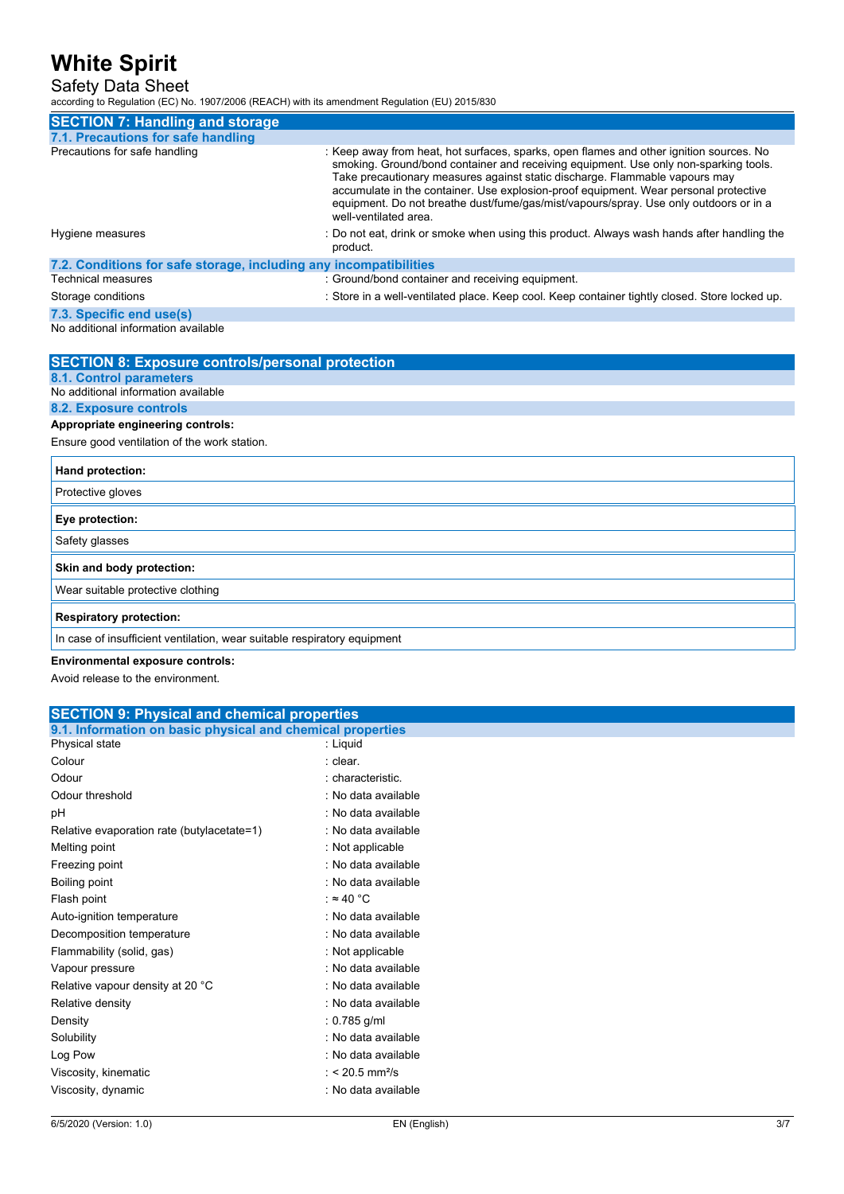## SECTION 7: Handling and storage

### 7.1. Precautions for safe handling

| | |
|---|---|
| Precautions for safe handling | : Keep away from heat, hot surfaces, sparks, open flames and other ignition sources. No smoking. Ground/bond container and receiving equipment. Use only non-sparking tools. Take precautionary measures against static discharge. Flammable vapours may accumulate in the container. Use explosion-proof equipment. Wear personal protective equipment. Do not breathe dust/fume/gas/mist/vapours/spray. Use only outdoors or in a well-ventilated area. |
| Hygiene measures | : Do not eat, drink or smoke when using this product. Always wash hands after handling the product. |

### 7.2. Conditions for safe storage, including any incompatibilities

| | |
|---|---|
| Technical measures | : Ground/bond container and receiving equipment. |
| Storage conditions | : Store in a well-ventilated place. Keep cool. Keep container tightly closed. Store locked up. |

### 7.3. Specific end use(s)

No additional information available

## SECTION 8: Exposure controls/personal protection

### 8.1. Control parameters

No additional information available

### 8.2. Exposure controls

**Appropriate engineering controls:**

Ensure good ventilation of the work station.

| **Hand protection:** |
|---|
| Protective gloves |

| **Eye protection:** |
|---|
| Safety glasses |

| **Skin and body protection:** |
|---|
| Wear suitable protective clothing |

| **Respiratory protection:** |
|---|
| In case of insufficient ventilation, wear suitable respiratory equipment |

**Environmental exposure controls:**

Avoid release to the environment.

## SECTION 9: Physical and chemical properties

### 9.1. Information on basic physical and chemical properties

| | |
|---|---|
| Physical state | : Liquid |
| Colour | : clear. |
| Odour | : characteristic. |
| Odour threshold | : No data available |
| pH | : No data available |
| Relative evaporation rate (butylacetate=1) | : No data available |
| Melting point | : Not applicable |
| Freezing point | : No data available |
| Boiling point | : No data available |
| Flash point | : ≈ 40 °C |
| Auto-ignition temperature | : No data available |
| Decomposition temperature | : No data available |
| Flammability (solid, gas) | : Not applicable |
| Vapour pressure | : No data available |
| Relative vapour density at 20 °C | : No data available |
| Relative density | : No data available |
| Density | : 0.785 g/ml |
| Solubility | : No data available |
| Log Pow | : No data available |
| Viscosity, kinematic | : < 20.5 $mm^2/s$ |
| Viscosity, dynamic | : No data available |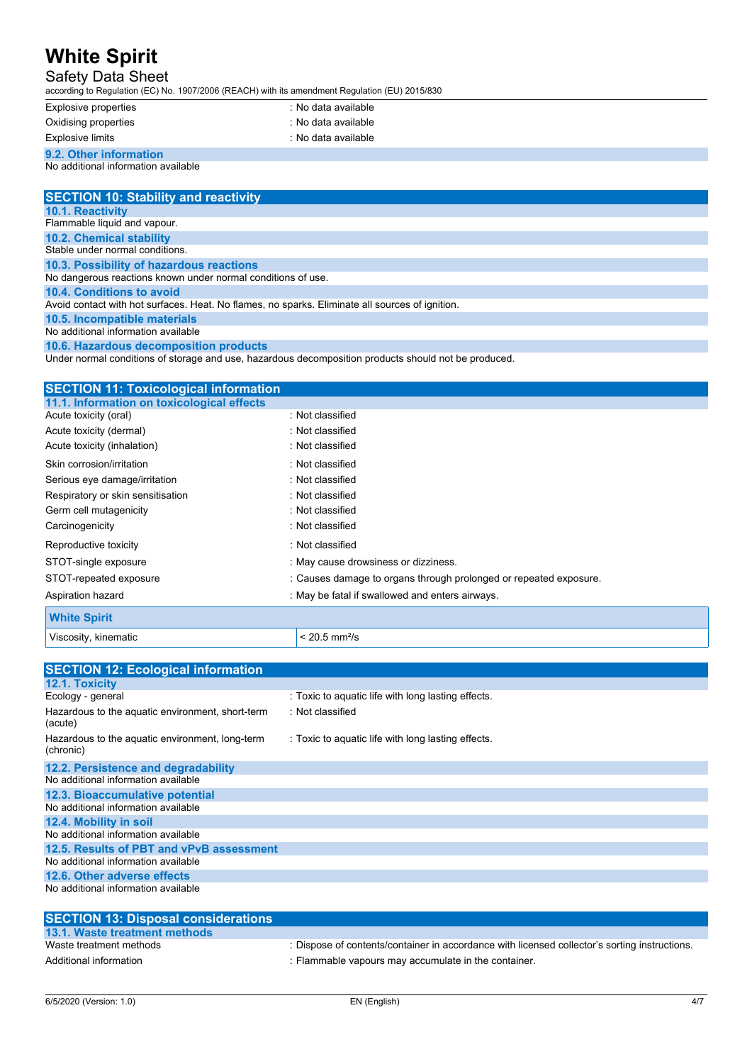| | |
|---|---|
| Explosive properties | : No data available |
| Oxidising properties | : No data available |
| Explosive limits | : No data available |

### 9.2. Other information

No additional information available

## SECTION 10: Stability and reactivity

### 10.1. Reactivity

Flammable liquid and vapour.

### 10.2. Chemical stability

Stable under normal conditions.

### 10.3. Possibility of hazardous reactions

No dangerous reactions known under normal conditions of use.

### 10.4. Conditions to avoid

Avoid contact with hot surfaces. Heat. No flames, no sparks. Eliminate all sources of ignition.

### 10.5. Incompatible materials

No additional information available

### 10.6. Hazardous decomposition products

Under normal conditions of storage and use, hazardous decomposition products should not be produced.

## SECTION 11: Toxicological information

### 11.1. Information on toxicological effects

| | |
|---|---|
| Acute toxicity (oral) | : Not classified |
| Acute toxicity (dermal) | : Not classified |
| Acute toxicity (inhalation) | : Not classified |
| Skin corrosion/irritation | : Not classified |
| Serious eye damage/irritation | : Not classified |
| Respiratory or skin sensitisation | : Not classified |
| Germ cell mutagenicity | : Not classified |
| Carcinogenicity | : Not classified |
| Reproductive toxicity | : Not classified |
| STOT-single exposure | : May cause drowsiness or dizziness. |
| STOT-repeated exposure | : Causes damage to organs through prolonged or repeated exposure. |
| Aspiration hazard | : May be fatal if swallowed and enters airways. |

| White Spirit | |
|---|---|
| Viscosity, kinematic | < 20.5 mm²/s |

## SECTION 12: Ecological information

### 12.1. Toxicity

| | |
|---|---|
| Ecology - general | : Toxic to aquatic life with long lasting effects. |
| Hazardous to the aquatic environment, short-term (acute) | : Not classified |
| Hazardous to the aquatic environment, long-term (chronic) | : Toxic to aquatic life with long lasting effects. |

### 12.2. Persistence and degradability

No additional information available

### 12.3. Bioaccumulative potential

No additional information available

### 12.4. Mobility in soil

No additional information available

### 12.5. Results of PBT and vPvB assessment

No additional information available

### 12.6. Other adverse effects

No additional information available

## SECTION 13: Disposal considerations

### 13.1. Waste treatment methods

| | |
|---|---|
| Waste treatment methods | : Dispose of contents/container in accordance with licensed collector's sorting instructions. |
| Additional information | : Flammable vapours may accumulate in the container. |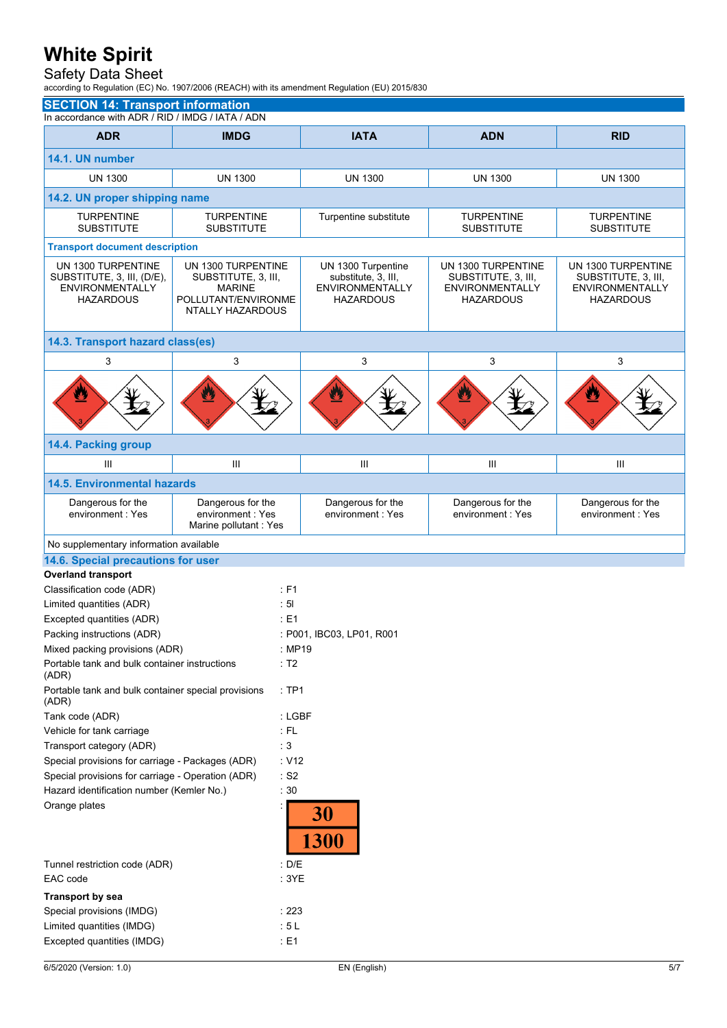## SECTION 14: Transport information

In accordance with ADR / RID / IMDG / IATA / ADN

| ADR | IMDG | IATA | ADN | RID |
|---|---|---|---|---|
| **14.1. UN number** | | | | |
| UN 1300 | UN 1300 | UN 1300 | UN 1300 | UN 1300 |
| **14.2. UN proper shipping name** | | | | |
| TURPENTINE SUBSTITUTE | TURPENTINE SUBSTITUTE | Turpentine substitute | TURPENTINE SUBSTITUTE | TURPENTINE SUBSTITUTE |
| **Transport document description** | | | | |
| UN 1300 TURPENTINE SUBSTITUTE, 3, III, (D/E), ENVIRONMENTALLY HAZARDOUS | UN 1300 TURPENTINE SUBSTITUTE, 3, III, MARINE POLLUTANT/ENVIRONMENTALLY HAZARDOUS | UN 1300 Turpentine substitute, 3, III, ENVIRONMENTALLY HAZARDOUS | UN 1300 TURPENTINE SUBSTITUTE, 3, III, ENVIRONMENTALLY HAZARDOUS | UN 1300 TURPENTINE SUBSTITUTE, 3, III, ENVIRONMENTALLY HAZARDOUS |
| **14.3. Transport hazard class(es)** | | | | |
| 3 | 3 | 3 | 3 | 3 |
| **14.4. Packing group** | | | | |
| III | III | III | III | III |
| **14.5. Environmental hazards** | | | | |
| Dangerous for the environment : Yes | Dangerous for the environment : Yes<br>Marine pollutant : Yes | Dangerous for the environment : Yes | Dangerous for the environment : Yes | Dangerous for the environment : Yes |
| No supplementary information available | | | | |

### 14.6. Special precautions for user

**Overland transport**

| | |
|---|---|
| Classification code (ADR) | : F1 |
| Limited quantities (ADR) | : 5l |
| Excepted quantities (ADR) | : E1 |
| Packing instructions (ADR) | : P001, IBC03, LP01, R001 |
| Mixed packing provisions (ADR) | : MP19 |
| Portable tank and bulk container instructions (ADR) | : T2 |
| Portable tank and bulk container special provisions (ADR) | : TP1 |
| Tank code (ADR) | : LGBF |
| Vehicle for tank carriage | : FL |
| Transport category (ADR) | : 3 |
| Special provisions for carriage - Packages (ADR) | : V12 |
| Special provisions for carriage - Operation (ADR) | : S2 |
| Hazard identification number (Kemler No.) | : 30 |
| Orange plates | : 30 / 1300 |
| Tunnel restriction code (ADR) | : D/E |
| EAC code | : 3YE |

**Transport by sea**

| | |
|---|---|
| Special provisions (IMDG) | : 223 |
| Limited quantities (IMDG) | : 5 L |
| Excepted quantities (IMDG) | : E1 |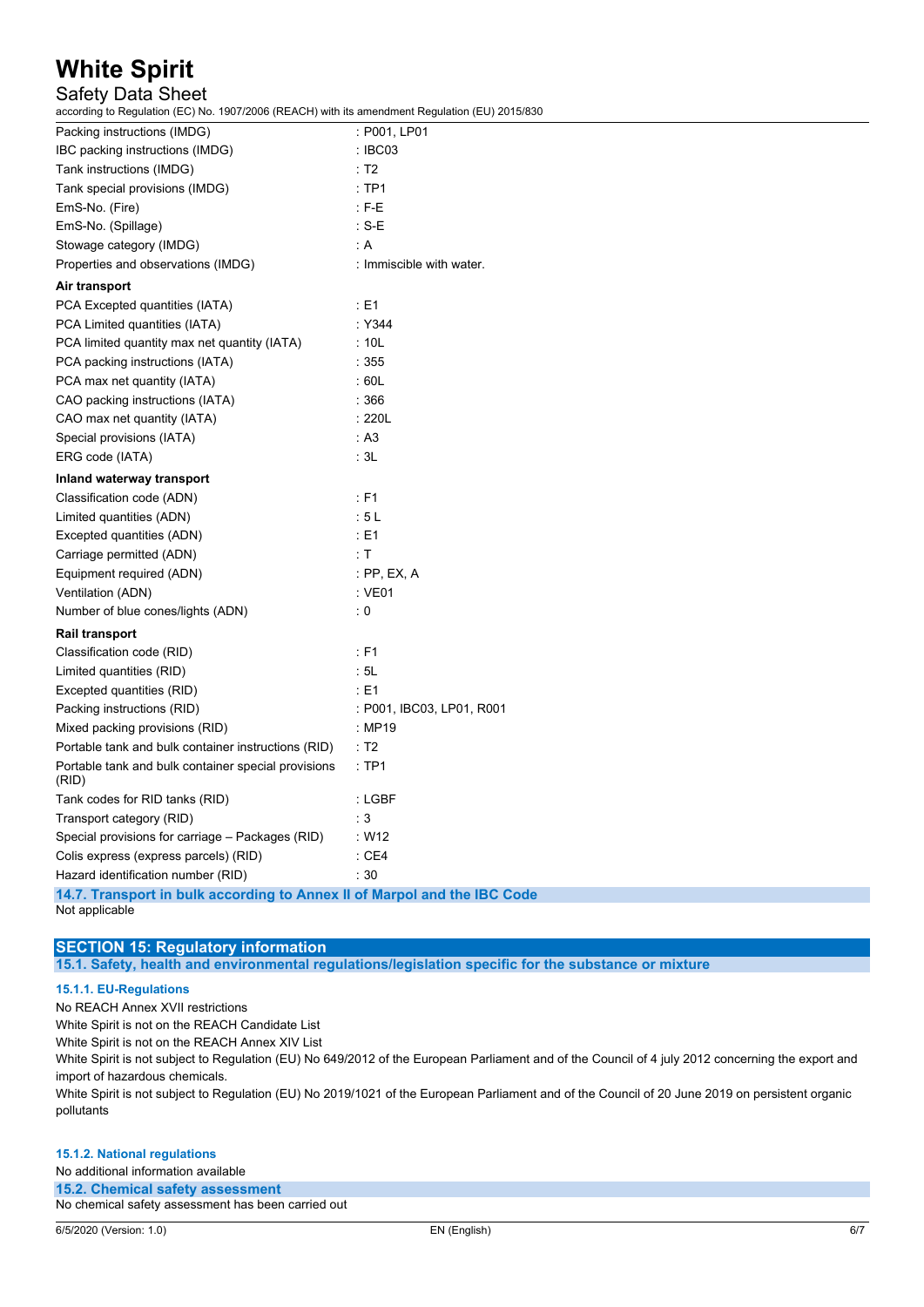| | |
|---|---|
| Packing instructions (IMDG) | : P001, LP01 |
| IBC packing instructions (IMDG) | : IBC03 |
| Tank instructions (IMDG) | : T2 |
| Tank special provisions (IMDG) | : TP1 |
| EmS-No. (Fire) | : F-E |
| EmS-No. (Spillage) | : S-E |
| Stowage category (IMDG) | : A |
| Properties and observations (IMDG) | : Immiscible with water. |

**Air transport**

| | |
|---|---|
| PCA Excepted quantities (IATA) | : E1 |
| PCA Limited quantities (IATA) | : Y344 |
| PCA limited quantity max net quantity (IATA) | : 10L |
| PCA packing instructions (IATA) | : 355 |
| PCA max net quantity (IATA) | : 60L |
| CAO packing instructions (IATA) | : 366 |
| CAO max net quantity (IATA) | : 220L |
| Special provisions (IATA) | : A3 |
| ERG code (IATA) | : 3L |

**Inland waterway transport**

| | |
|---|---|
| Classification code (ADN) | : F1 |
| Limited quantities (ADN) | : 5 L |
| Excepted quantities (ADN) | : E1 |
| Carriage permitted (ADN) | : T |
| Equipment required (ADN) | : PP, EX, A |
| Ventilation (ADN) | : VE01 |
| Number of blue cones/lights (ADN) | : 0 |

**Rail transport**

| | |
|---|---|
| Classification code (RID) | : F1 |
| Limited quantities (RID) | : 5L |
| Excepted quantities (RID) | : E1 |
| Packing instructions (RID) | : P001, IBC03, LP01, R001 |
| Mixed packing provisions (RID) | : MP19 |
| Portable tank and bulk container instructions (RID) | : T2 |
| Portable tank and bulk container special provisions (RID) | : TP1 |
| Tank codes for RID tanks (RID) | : LGBF |
| Transport category (RID) | : 3 |
| Special provisions for carriage – Packages (RID) | : W12 |
| Colis express (express parcels) (RID) | : CE4 |
| Hazard identification number (RID) | : 30 |

### 14.7. Transport in bulk according to Annex II of Marpol and the IBC Code

Not applicable

## SECTION 15: Regulatory information

### 15.1. Safety, health and environmental regulations/legislation specific for the substance or mixture

#### 15.1.1. EU-Regulations

No REACH Annex XVII restrictions

White Spirit is not on the REACH Candidate List

White Spirit is not on the REACH Annex XIV List

White Spirit is not subject to Regulation (EU) No 649/2012 of the European Parliament and of the Council of 4 july 2012 concerning the export and import of hazardous chemicals.

White Spirit is not subject to Regulation (EU) No 2019/1021 of the European Parliament and of the Council of 20 June 2019 on persistent organic pollutants

#### 15.1.2. National regulations

No additional information available

### 15.2. Chemical safety assessment

No chemical safety assessment has been carried out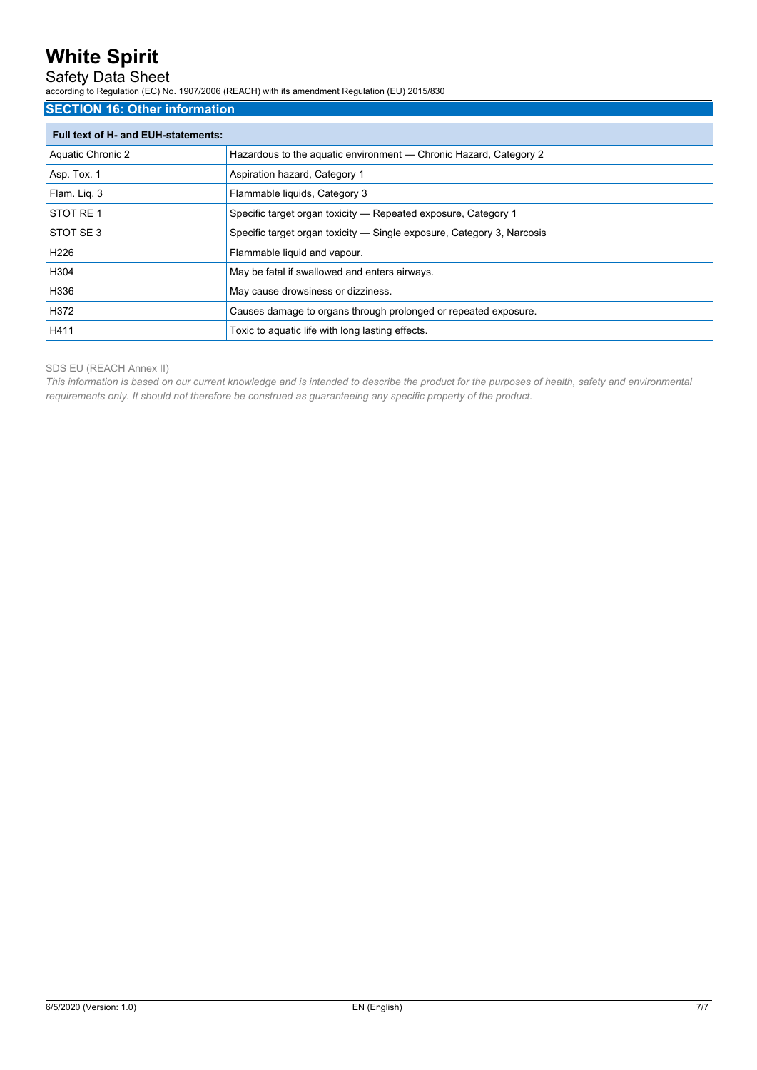## SECTION 16: Other information

| Full text of H- and EUH-statements: | |
|---|---|
| Aquatic Chronic 2 | Hazardous to the aquatic environment — Chronic Hazard, Category 2 |
| Asp. Tox. 1 | Aspiration hazard, Category 1 |
| Flam. Liq. 3 | Flammable liquids, Category 3 |
| STOT RE 1 | Specific target organ toxicity — Repeated exposure, Category 1 |
| STOT SE 3 | Specific target organ toxicity — Single exposure, Category 3, Narcosis |
| H226 | Flammable liquid and vapour. |
| H304 | May be fatal if swallowed and enters airways. |
| H336 | May cause drowsiness or dizziness. |
| H372 | Causes damage to organs through prolonged or repeated exposure. |
| H411 | Toxic to aquatic life with long lasting effects. |

SDS EU (REACH Annex II)

*This information is based on our current knowledge and is intended to describe the product for the purposes of health, safety and environmental requirements only. It should not therefore be construed as guaranteeing any specific property of the product.*